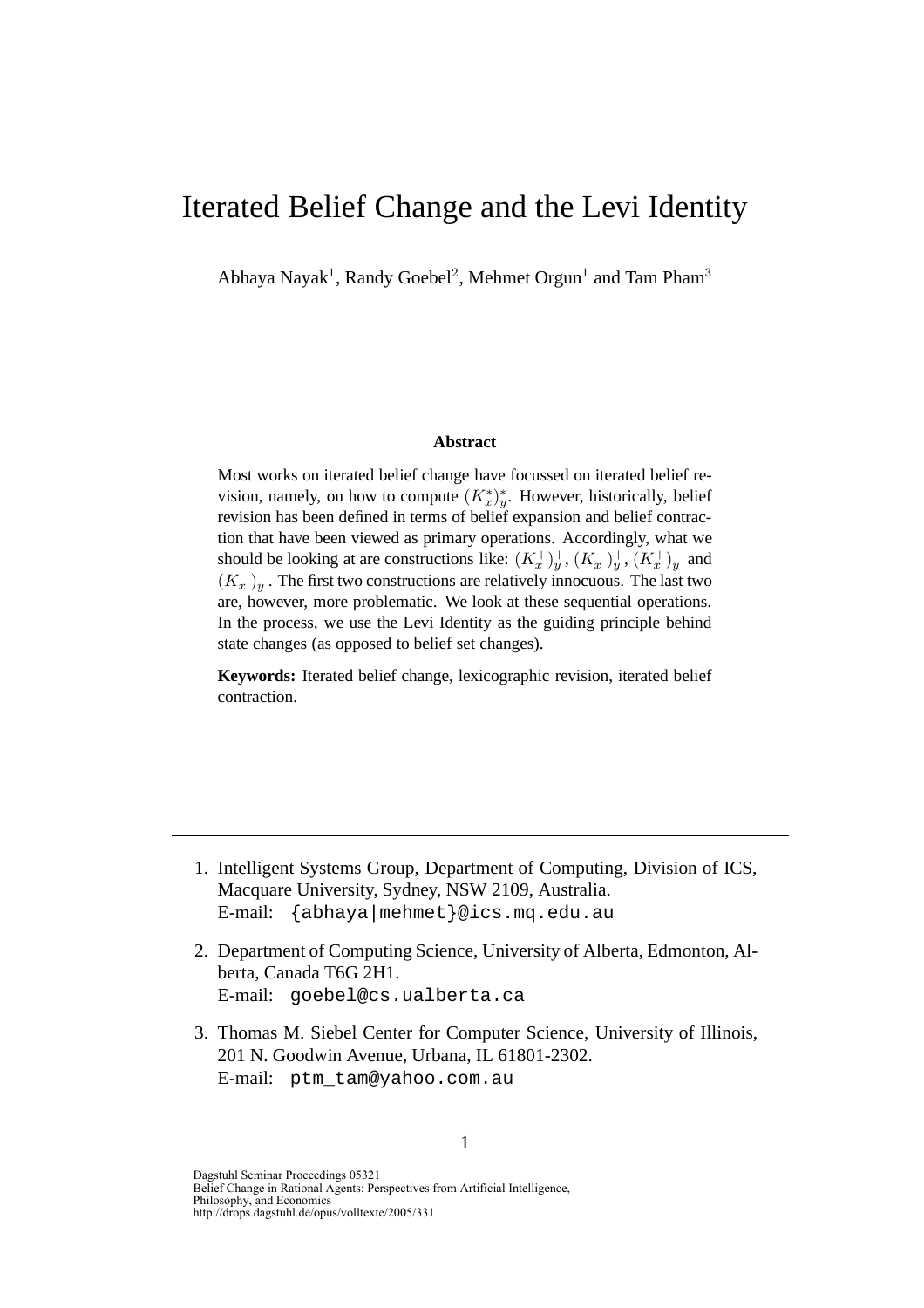# Iterated Belief Change and the Levi Identity

Abhaya Nayak[1], Randy Goebel[2], Mehmet Orgun[1] and Tam Pham[3]

### Abstract

Most works on iterated belief change have focussed on iterated belief revision, namely, on how to compute $(K^*_x)^*_y$. However, historically, belief revision has been defined in terms of belief expansion and belief contraction that have been viewed as primary operations. Accordingly, what we should be looking at are constructions like: $(K^+_x)^+_y$, $(K^-_x)^+_y$, $(K^+_x)^-_y$ and $(K^-_x)^-_y$. The first two constructions are relatively innocuous. The last two are, however, more problematic. We look at these sequential operations. In the process, we use the Levi Identity as the guiding principle behind state changes (as opposed to belief set changes).

**Keywords:** Iterated belief change, lexicographic revision, iterated belief contraction.

---

1. Intelligent Systems Group, Department of Computing, Division of ICS, Macquare University, Sydney, NSW 2109, Australia.
   E-mail: {abhaya|mehmet}@ics.mq.edu.au
2. Department of Computing Science, University of Alberta, Edmonton, Alberta, Canada T6G 2H1.
   E-mail: goebel@cs.ualberta.ca
3. Thomas M. Siebel Center for Computer Science, University of Illinois, 201 N. Goodwin Avenue, Urbana, IL 61801-2302.
   E-mail: ptm_tam@yahoo.com.au

Dagstuhl Seminar Proceedings 05321
Belief Change in Rational Agents: Perspectives from Artificial Intelligence, Philosophy, and Economics
http://drops.dagstuhl.de/opus/volltexte/2005/331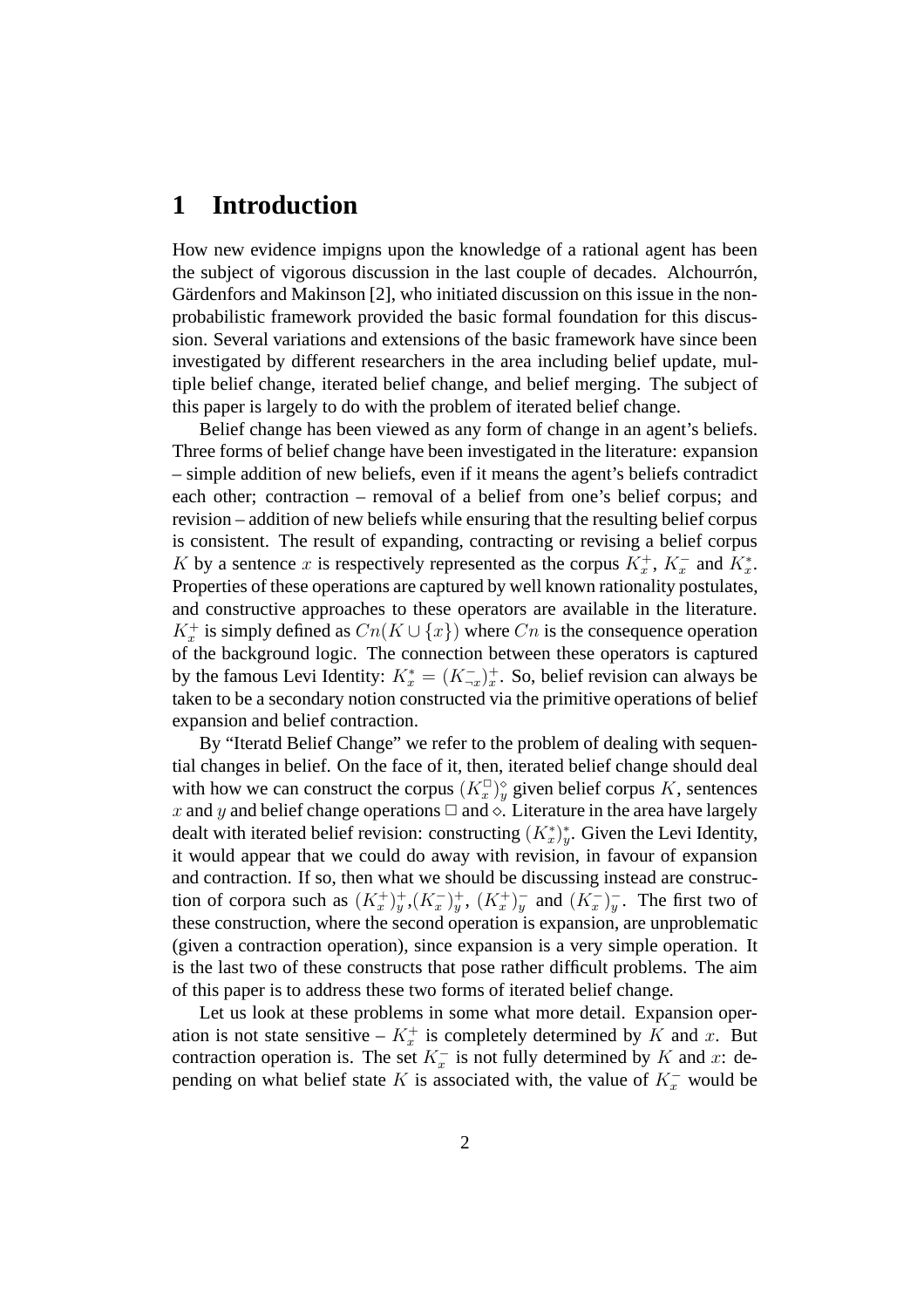# 1 Introduction

How new evidence impigns upon the knowledge of a rational agent has been the subject of vigorous discussion in the last couple of decades. Alchourrón, Gärdenfors and Makinson [2], who initiated discussion on this issue in the non-probabilistic framework provided the basic formal foundation for this discussion. Several variations and extensions of the basic framework have since been investigated by different researchers in the area including belief update, multiple belief change, iterated belief change, and belief merging. The subject of this paper is largely to do with the problem of iterated belief change.

Belief change has been viewed as any form of change in an agent's beliefs. Three forms of belief change have been investigated in the literature: expansion – simple addition of new beliefs, even if it means the agent's beliefs contradict each other; contraction – removal of a belief from one's belief corpus; and revision – addition of new beliefs while ensuring that the resulting belief corpus is consistent. The result of expanding, contracting or revising a belief corpus $K$ by a sentence $x$ is respectively represented as the corpus $K^+_x$, $K^-_x$ and $K^*_x$. Properties of these operations are captured by well known rationality postulates, and constructive approaches to these operators are available in the literature. $K^+_x$ is simply defined as $Cn(K \cup \{x\})$ where $Cn$ is the consequence operation of the background logic. The connection between these operators is captured by the famous Levi Identity: $K^*_x = (K^-_{\neg x})^+_x$. So, belief revision can always be taken to be a secondary notion constructed via the primitive operations of belief expansion and belief contraction.

By "Iteratd Belief Change" we refer to the problem of dealing with sequential changes in belief. On the face of it, then, iterated belief change should deal with how we can construct the corpus $(K^\square_x)^\diamond_y$ given belief corpus $K$, sentences $x$ and $y$ and belief change operations $\square$ and $\diamond$. Literature in the area have largely dealt with iterated belief revision: constructing $(K^*_x)^*_y$. Given the Levi Identity, it would appear that we could do away with revision, in favour of expansion and contraction. If so, then what we should be discussing instead are construction of corpora such as $(K^+_x)^+_y$,$(K^-_x)^+_y$, $(K^+_x)^-_y$ and $(K^-_x)^-_y$. The first two of these construction, where the second operation is expansion, are unproblematic (given a contraction operation), since expansion is a very simple operation. It is the last two of these constructs that pose rather difficult problems. The aim of this paper is to address these two forms of iterated belief change.

Let us look at these problems in some what more detail. Expansion operation is not state sensitive – $K^+_x$ is completely determined by $K$ and $x$. But contraction operation is. The set $K^-_x$ is not fully determined by $K$ and $x$: depending on what belief state $K$ is associated with, the value of $K^-_x$ would be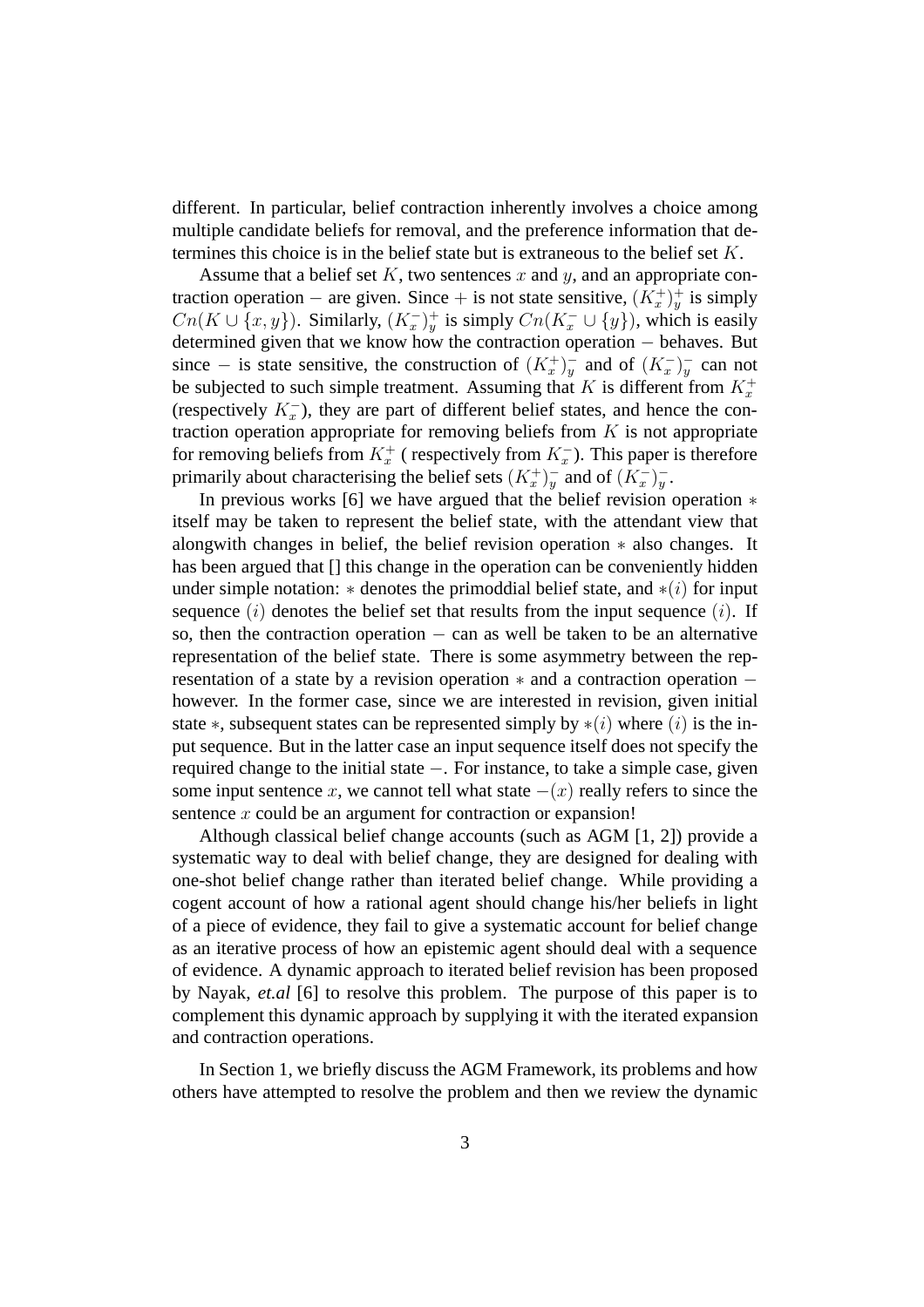different. In particular, belief contraction inherently involves a choice among multiple candidate beliefs for removal, and the preference information that determines this choice is in the belief state but is extraneous to the belief set $K$.

Assume that a belief set $K$, two sentences $x$ and $y$, and an appropriate contraction operation $-$ are given. Since $+$ is not state sensitive, $(K^+_x)^+_y$ is simply $Cn(K \cup \{x, y\})$. Similarly, $(K^-_x)^+_y$ is simply $Cn(K^-_x \cup \{y\})$, which is easily determined given that we know how the contraction operation $-$ behaves. But since $-$ is state sensitive, the construction of $(K^+_x)^-_y$ and of $(K^-_x)^-_y$ can not be subjected to such simple treatment. Assuming that $K$ is different from $K^+_x$ (respectively $K^-_x$), they are part of different belief states, and hence the contraction operation appropriate for removing beliefs from $K$ is not appropriate for removing beliefs from $K^+_x$ ( respectively from $K^-_x$). This paper is therefore primarily about characterising the belief sets $(K^+_x)^-_y$ and of $(K^-_x)^-_y$.

In previous works [6] we have argued that the belief revision operation $*$ itself may be taken to represent the belief state, with the attendant view that alongwith changes in belief, the belief revision operation $*$ also changes. It has been argued that [] this change in the operation can be conveniently hidden under simple notation: $*$ denotes the primoddial belief state, and $*(i)$ for input sequence $(i)$ denotes the belief set that results from the input sequence $(i)$. If so, then the contraction operation $-$ can as well be taken to be an alternative representation of the belief state. There is some asymmetry between the representation of a state by a revision operation $*$ and a contraction operation $-$ however. In the former case, since we are interested in revision, given initial state $*$, subsequent states can be represented simply by $*(i)$ where $(i)$ is the input sequence. But in the latter case an input sequence itself does not specify the required change to the initial state $-$. For instance, to take a simple case, given some input sentence $x$, we cannot tell what state $-(x)$ really refers to since the sentence $x$ could be an argument for contraction or expansion!

Although classical belief change accounts (such as AGM [1, 2]) provide a systematic way to deal with belief change, they are designed for dealing with one-shot belief change rather than iterated belief change. While providing a cogent account of how a rational agent should change his/her beliefs in light of a piece of evidence, they fail to give a systematic account for belief change as an iterative process of how an epistemic agent should deal with a sequence of evidence. A dynamic approach to iterated belief revision has been proposed by Nayak, *et.al* [6] to resolve this problem. The purpose of this paper is to complement this dynamic approach by supplying it with the iterated expansion and contraction operations.

In Section 1, we briefly discuss the AGM Framework, its problems and how others have attempted to resolve the problem and then we review the dynamic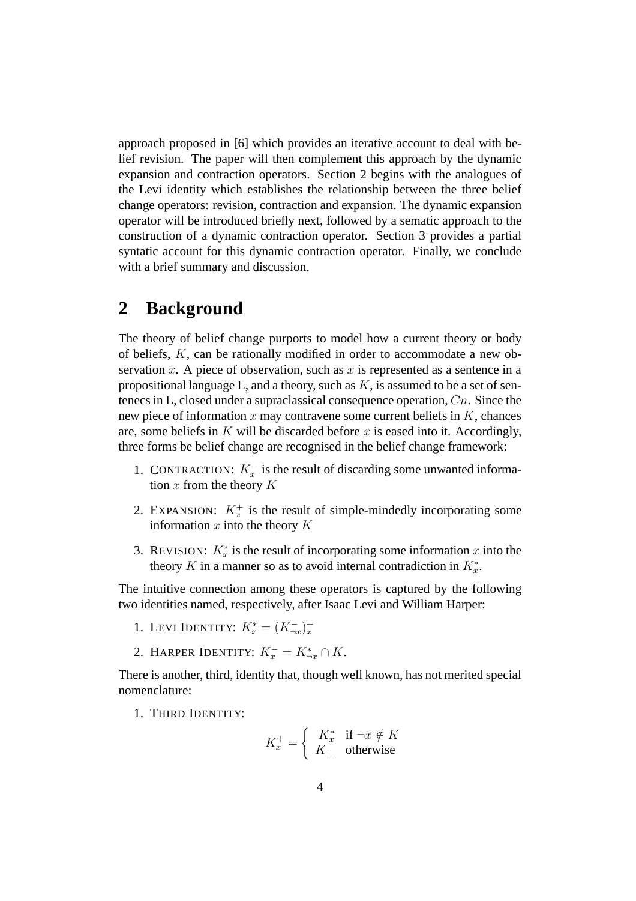approach proposed in [6] which provides an iterative account to deal with belief revision. The paper will then complement this approach by the dynamic expansion and contraction operators. Section 2 begins with the analogues of the Levi identity which establishes the relationship between the three belief change operators: revision, contraction and expansion. The dynamic expansion operator will be introduced briefly next, followed by a sematic approach to the construction of a dynamic contraction operator. Section 3 provides a partial syntatic account for this dynamic contraction operator. Finally, we conclude with a brief summary and discussion.

## 2 Background

The theory of belief change purports to model how a current theory or body of beliefs, $K$, can be rationally modified in order to accommodate a new observation $x$. A piece of observation, such as $x$ is represented as a sentence in a propositional language L, and a theory, such as $K$, is assumed to be a set of sentenecs in L, closed under a supraclassical consequence operation, $Cn$. Since the new piece of information $x$ may contravene some current beliefs in $K$, chances are, some beliefs in $K$ will be discarded before $x$ is eased into it. Accordingly, three forms be belief change are recognised in the belief change framework:

1. CONTRACTION: $K^-_x$ is the result of discarding some unwanted information $x$ from the theory $K$
2. EXPANSION: $K^+_x$ is the result of simple-mindedly incorporating some information $x$ into the theory $K$
3. REVISION: $K^*_x$ is the result of incorporating some information $x$ into the theory $K$ in a manner so as to avoid internal contradiction in $K^*_x$.

The intuitive connection among these operators is captured by the following two identities named, respectively, after Isaac Levi and William Harper:

1. LEVI IDENTITY: $K^*_x = (K^-_{\neg x})^+_x$
2. HARPER IDENTITY: $K^-_x = K^*_{\neg x} \cap K$.

There is another, third, identity that, though well known, has not merited special nomenclature:

1. THIRD IDENTITY:

$$K^+_x = \begin{cases} K^*_x & \text{if } \neg x \notin K \\ K_\perp & \text{otherwise} \end{cases}$$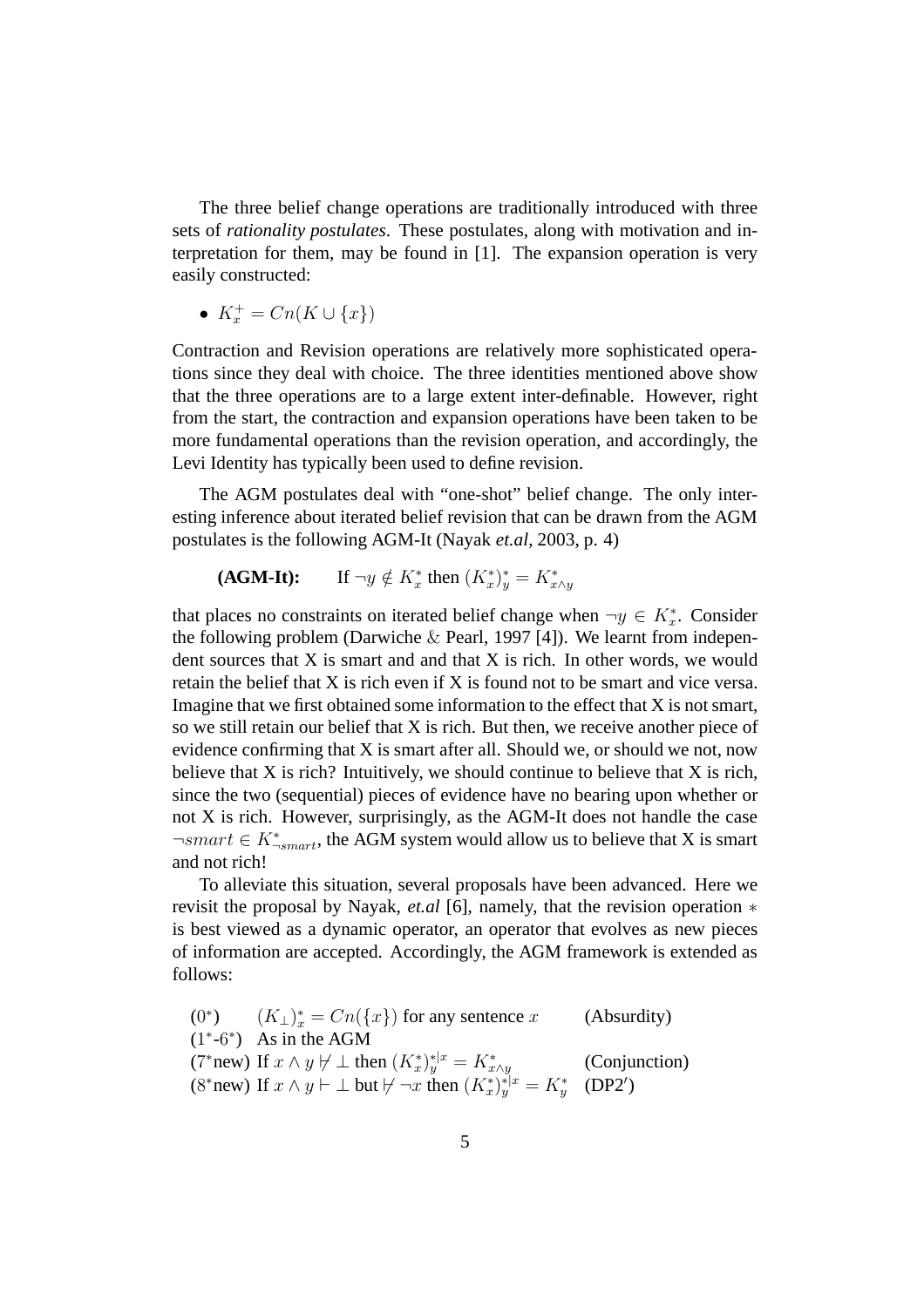The three belief change operations are traditionally introduced with three sets of *rationality postulates*. These postulates, along with motivation and interpretation for them, may be found in [1]. The expansion operation is very easily constructed:

- $K^+_x = Cn(K \cup \{x\})$

Contraction and Revision operations are relatively more sophisticated operations since they deal with choice. The three identities mentioned above show that the three operations are to a large extent inter-definable. However, right from the start, the contraction and expansion operations have been taken to be more fundamental operations than the revision operation, and accordingly, the Levi Identity has typically been used to define revision.

The AGM postulates deal with "one-shot" belief change. The only interesting inference about iterated belief revision that can be drawn from the AGM postulates is the following AGM-It (Nayak *et.al*, 2003, p. 4)

**(AGM-It):** If $\neg y \notin K^*_x$ then $(K^*_x)^*_y = K^*_{x \wedge y}$

that places no constraints on iterated belief change when $\neg y \in K^*_x$. Consider the following problem (Darwiche & Pearl, 1997 [4]). We learnt from independent sources that X is smart and and that X is rich. In other words, we would retain the belief that X is rich even if X is found not to be smart and vice versa. Imagine that we first obtained some information to the effect that X is not smart, so we still retain our belief that X is rich. But then, we receive another piece of evidence confirming that X is smart after all. Should we, or should we not, now believe that X is rich? Intuitively, we should continue to believe that X is rich, since the two (sequential) pieces of evidence have no bearing upon whether or not X is rich. However, surprisingly, as the AGM-It does not handle the case $\neg smart \in K^*_{\neg smart}$, the AGM system would allow us to believe that X is smart and not rich!

To alleviate this situation, several proposals have been advanced. Here we revisit the proposal by Nayak, *et.al* [6], namely, that the revision operation $*$ is best viewed as a dynamic operator, an operator that evolves as new pieces of information are accepted. Accordingly, the AGM framework is extended as follows:

| | | |
|---|---|---|
| $(0^*)$ | $(K_\perp)^*_x = Cn(\{x\})$ for any sentence $x$ | (Absurdity) |
| $(1^*$-$6^*)$ | As in the AGM | |
| $(7^*$new) | If $x \wedge y \not\vdash \perp$ then $(K^*_x)^{*\|x}_y = K^*_{x \wedge y}$ | (Conjunction) |
| $(8^*$new) | If $x \wedge y \vdash \perp$ but $\not\vdash \neg x$ then $(K^*_x)^{*\|x}_y = K^*_y$ | (DP2′) |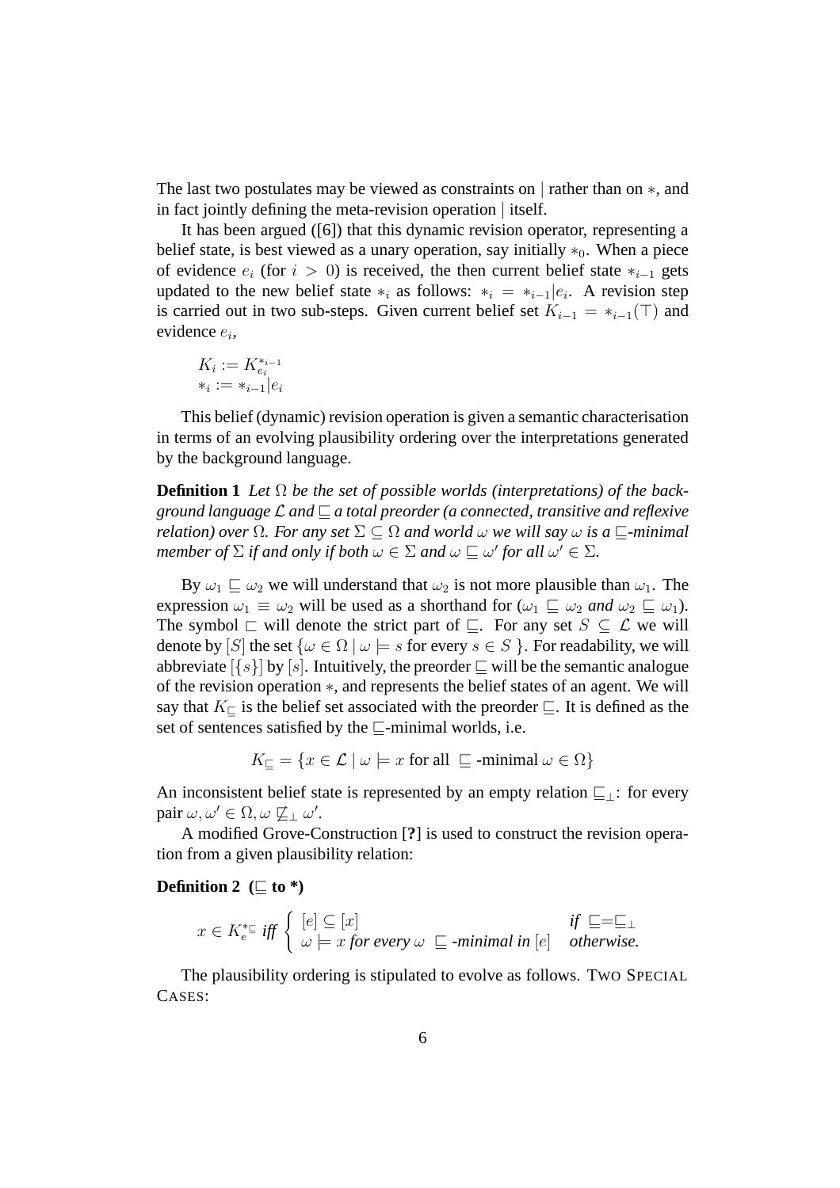The last two postulates may be viewed as constraints on $|$ rather than on $*$, and in fact jointly defining the meta-revision operation $|$ itself.

It has been argued ([6]) that this dynamic revision operator, representing a belief state, is best viewed as a unary operation, say initially $*_0$. When a piece of evidence $e_i$ (for $i > 0$) is received, the then current belief state $*_{i-1}$ gets updated to the new belief state $*_i$ as follows: $*_i = *_{i-1}|e_i$. A revision step is carried out in two sub-steps. Given current belief set $K_{i-1} = *_{i-1}(\top)$ and evidence $e_i$,

$$K_i := K_{e_i}^{*_{i-1}}$$
$$*_i := *_{i-1}|e_i$$

This belief (dynamic) revision operation is given a semantic characterisation in terms of an evolving plausibility ordering over the interpretations generated by the background language.

**Definition 1** *Let $\Omega$ be the set of possible worlds (interpretations) of the background language $\mathcal{L}$ and $\sqsubseteq$ a total preorder (a connected, transitive and reflexive relation) over $\Omega$. For any set $\Sigma \subseteq \Omega$ and world $\omega$ we will say $\omega$ is a $\sqsubseteq$-minimal member of $\Sigma$ if and only if both $\omega \in \Sigma$ and $\omega \sqsubseteq \omega'$ for all $\omega' \in \Sigma$.*

By $\omega_1 \sqsubseteq \omega_2$ we will understand that $\omega_2$ is not more plausible than $\omega_1$. The expression $\omega_1 \equiv \omega_2$ will be used as a shorthand for ($\omega_1 \sqsubseteq \omega_2$ *and* $\omega_2 \sqsubseteq \omega_1$). The symbol $\sqsubset$ will denote the strict part of $\sqsubseteq$. For any set $S \subseteq \mathcal{L}$ we will denote by $[S]$ the set $\{\omega \in \Omega \mid \omega \models s \text{ for every } s \in S\}$. For readability, we will abbreviate $[\{s\}]$ by $[s]$. Intuitively, the preorder $\sqsubseteq$ will be the semantic analogue of the revision operation $*$, and represents the belief states of an agent. We will say that $K_{\sqsubseteq}$ is the belief set associated with the preorder $\sqsubseteq$. It is defined as the set of sentences satisfied by the $\sqsubseteq$-minimal worlds, i.e.

$$K_{\sqsubseteq} = \{x \in \mathcal{L} \mid \omega \models x \text{ for all } \sqsubseteq \text{-minimal } \omega \in \Omega\}$$

An inconsistent belief state is represented by an empty relation $\sqsubseteq_{\perp}$: for every pair $\omega, \omega' \in \Omega, \omega \not\sqsubseteq_{\perp} \omega'$.

A modified Grove-Construction [**?**] is used to construct the revision operation from a given plausibility relation:

**Definition 2 ($\sqsubseteq$ to \*)**

$$x \in K_e^{*_{\sqsubseteq}} \text{ iff } \begin{cases} [e] \subseteq [x] & \text{if } \sqsubseteq = \sqsubseteq_{\perp} \\ \omega \models x \text{ for every } \omega \sqsubseteq \text{-minimal in } [e] & \text{otherwise.} \end{cases}$$

The plausibility ordering is stipulated to evolve as follows. TWO SPECIAL CASES: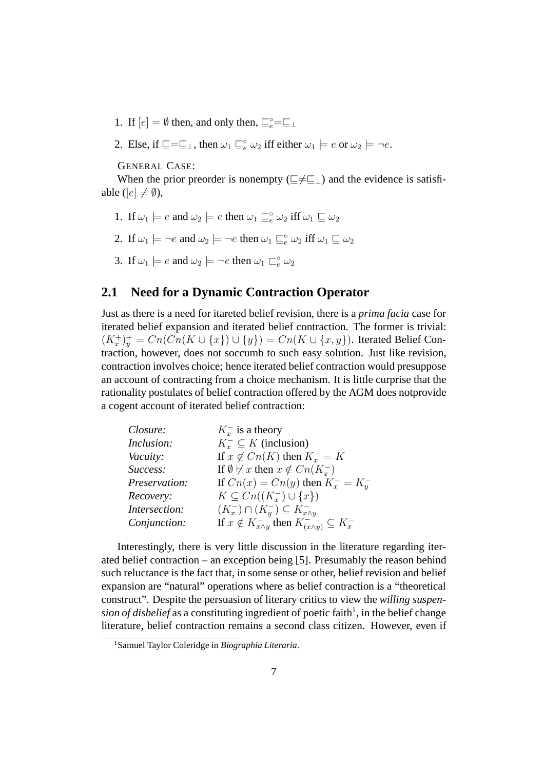1. If $[e] = \emptyset$ then, and only then, $\sqsubseteq^{\circ}_{e} = \sqsubseteq_{\perp}$
2. Else, if $\sqsubseteq = \sqsubseteq_{\perp}$, then $\omega_1 \sqsubseteq^{\circ}_{e} \omega_2$ iff either $\omega_1 \models e$ or $\omega_2 \models \neg e$.

GENERAL CASE:

When the prior preorder is nonempty ($\sqsubseteq \neq \sqsubseteq_{\perp}$) and the evidence is satisfiable ($[e] \neq \emptyset$),

1. If $\omega_1 \models e$ and $\omega_2 \models e$ then $\omega_1 \sqsubseteq^{\circ}_{e} \omega_2$ iff $\omega_1 \sqsubseteq \omega_2$
2. If $\omega_1 \models \neg e$ and $\omega_2 \models \neg e$ then $\omega_1 \sqsubseteq^{\circ}_{e} \omega_2$ iff $\omega_1 \sqsubseteq \omega_2$
3. If $\omega_1 \models e$ and $\omega_2 \models \neg e$ then $\omega_1 \sqsubset^{\circ}_{e} \omega_2$

## 2.1 Need for a Dynamic Contraction Operator

Just as there is a need for itareted belief revision, there is a *prima facia* case for iterated belief expansion and iterated belief contraction. The former is trivial: $(K^{+}_{x})^{+}_{y} = Cn(Cn(K \cup \{x\}) \cup \{y\}) = Cn(K \cup \{x, y\})$. Iterated Belief Contraction, however, does not soccumb to such easy solution. Just like revision, contraction involves choice; hence iterated belief contraction would presuppose an account of contracting from a choice mechanism. It is little curprise that the rationality postulates of belief contraction offered by the AGM does notprovide a cogent account of iterated belief contraction:

| | |
|---|---|
| *Closure:* | $K^{-}_{x}$ is a theory |
| *Inclusion:* | $K^{-}_{x} \subseteq K$ (inclusion) |
| *Vacuity:* | If $x \notin Cn(K)$ then $K^{-}_{x} = K$ |
| *Success:* | If $\emptyset \not\vdash x$ then $x \notin Cn(K^{-}_{x})$ |
| *Preservation:* | If $Cn(x) = Cn(y)$ then $K^{-}_{x} = K^{-}_{y}$ |
| *Recovery:* | $K \subseteq Cn((K^{-}_{x}) \cup \{x\})$ |
| *Intersection:* | $(K^{-}_{x}) \cap (K^{-}_{y}) \subseteq K^{-}_{x \wedge y}$ |
| *Conjunction:* | If $x \notin K^{-}_{x \wedge y}$ then $K^{-}_{(x \wedge y)} \subseteq K^{-}_{x}$ |

Interestingly, there is very little discussion in the literature regarding iterated belief contraction – an exception being [5]. Presumably the reason behind such reluctance is the fact that, in some sense or other, belief revision and belief expansion are "natural" operations where as belief contraction is a "theoretical construct". Despite the persuasion of literary critics to view the *willing suspension of disbelief* as a constituting ingredient of poetic faith[1], in the belief change literature, belief contraction remains a second class citizen. However, even if

[1] Samuel Taylor Coleridge in *Biographia Literaria*.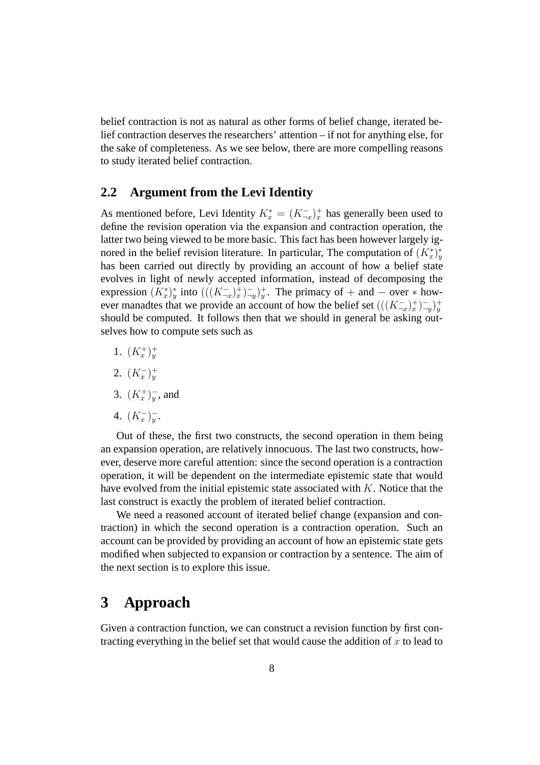belief contraction is not as natural as other forms of belief change, iterated belief contraction deserves the researchers' attention – if not for anything else, for the sake of completeness. As we see below, there are more compelling reasons to study iterated belief contraction.

## 2.2 Argument from the Levi Identity

As mentioned before, Levi Identity $K^*_x = (K^-_{\neg x})^+_x$ has generally been used to define the revision operation via the expansion and contraction operation, the latter two being viewed to be more basic. This fact has been however largely ignored in the belief revision literature. In particular, The computation of $(K^*_x)^*_y$ has been carried out directly by providing an account of how a belief state evolves in light of newly accepted information, instead of decomposing the expression $(K^*_x)^*_y$ into $(((K^-_{\neg x})^+_x)^-_{\neg y})^+_y$. The primacy of $+$ and $-$ over $*$ however manadtes that we provide an account of how the belief set $(((K^-_{\neg x})^+_x)^-_{\neg y})^+_y$ should be computed. It follows then that we should in general be asking outselves how to compute sets such as

1. $(K^+_x)^+_y$
2. $(K^-_x)^+_y$
3. $(K^+_x)^-_y$, and
4. $(K^-_x)^-_y$.

Out of these, the first two constructs, the second operation in them being an expansion operation, are relatively innocuous. The last two constructs, however, deserve more careful attention: since the second operation is a contraction operation, it will be dependent on the intermediate epistemic state that would have evolved from the initial epistemic state associated with $K$. Notice that the last construct is exactly the problem of iterated belief contraction.

We need a reasoned account of iterated belief change (expansion and contraction) in which the second operation is a contraction operation. Such an account can be provided by providing an account of how an epistemic state gets modified when subjected to expansion or contraction by a sentence. The aim of the next section is to explore this issue.

# 3 Approach

Given a contraction function, we can construct a revision function by first contracting everything in the belief set that would cause the addition of $x$ to lead to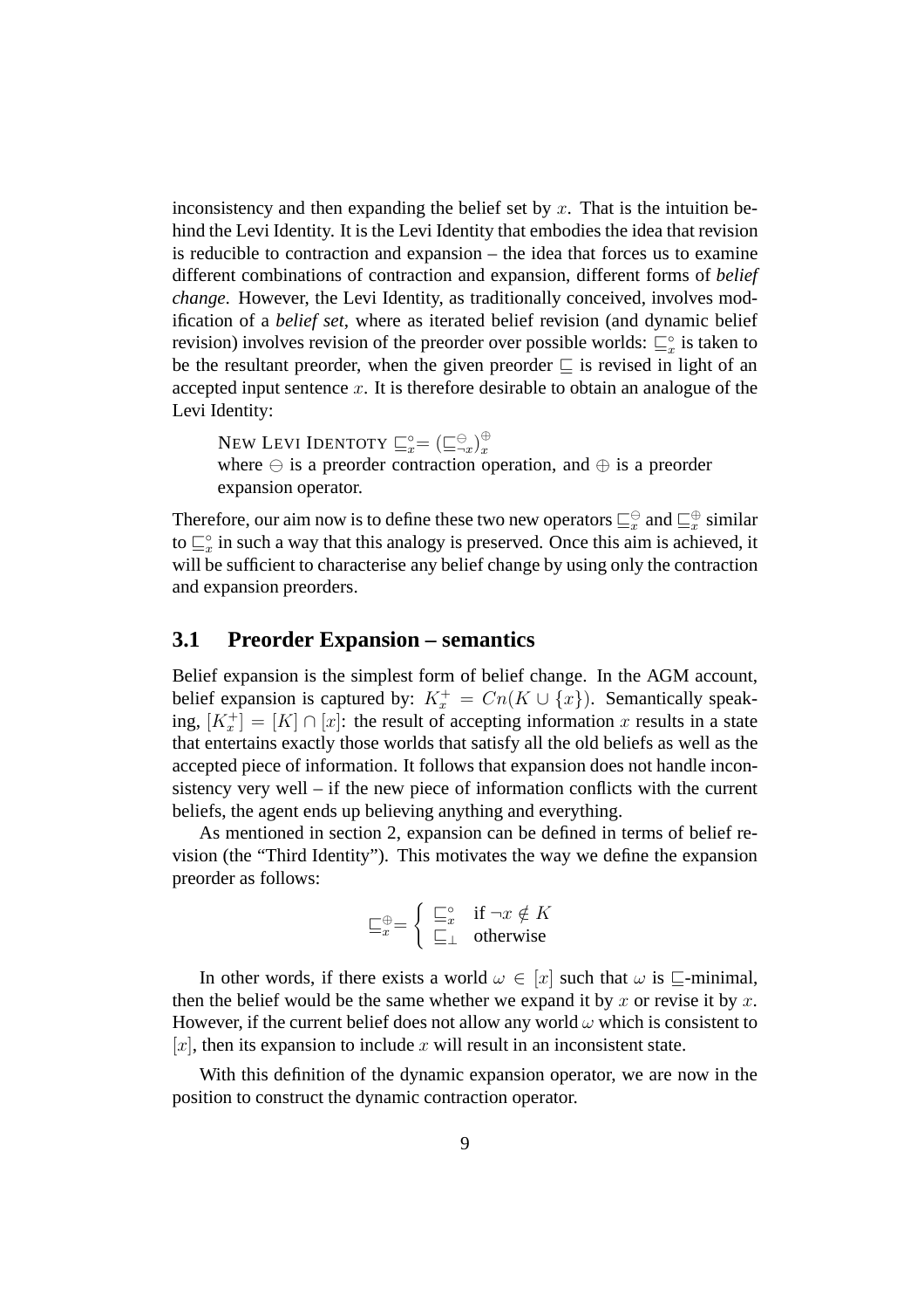inconsistency and then expanding the belief set by $x$. That is the intuition behind the Levi Identity. It is the Levi Identity that embodies the idea that revision is reducible to contraction and expansion – the idea that forces us to examine different combinations of contraction and expansion, different forms of *belief change*. However, the Levi Identity, as traditionally conceived, involves modification of a *belief set*, where as iterated belief revision (and dynamic belief revision) involves revision of the preorder over possible worlds: $\sqsubseteq_x^{\circ}$ is taken to be the resultant preorder, when the given preorder $\sqsubseteq$ is revised in light of an accepted input sentence $x$. It is therefore desirable to obtain an analogue of the Levi Identity:

> NEW LEVI IDENTOTY $\sqsubseteq_x^{\circ} = (\sqsubseteq_{\neg x}^{\ominus})_x^{\oplus}$
> where $\ominus$ is a preorder contraction operation, and $\oplus$ is a preorder expansion operator.

Therefore, our aim now is to define these two new operators $\sqsubseteq_x^{\ominus}$ and $\sqsubseteq_x^{\oplus}$ similar to $\sqsubseteq_x^{\circ}$ in such a way that this analogy is preserved. Once this aim is achieved, it will be sufficient to characterise any belief change by using only the contraction and expansion preorders.

## 3.1 Preorder Expansion – semantics

Belief expansion is the simplest form of belief change. In the AGM account, belief expansion is captured by: $K_x^+ = Cn(K \cup \{x\})$. Semantically speaking, $[K_x^+] = [K] \cap [x]$: the result of accepting information $x$ results in a state that entertains exactly those worlds that satisfy all the old beliefs as well as the accepted piece of information. It follows that expansion does not handle inconsistency very well – if the new piece of information conflicts with the current beliefs, the agent ends up believing anything and everything.

As mentioned in section 2, expansion can be defined in terms of belief revision (the "Third Identity"). This motivates the way we define the expansion preorder as follows:

$$\sqsubseteq_x^{\oplus} = \begin{cases} \sqsubseteq_x^{\circ} & \text{if } \neg x \notin K \\ \sqsubseteq_{\perp} & \text{otherwise} \end{cases}$$

In other words, if there exists a world $\omega \in [x]$ such that $\omega$ is $\sqsubseteq$-minimal, then the belief would be the same whether we expand it by $x$ or revise it by $x$. However, if the current belief does not allow any world $\omega$ which is consistent to $[x]$, then its expansion to include $x$ will result in an inconsistent state.

With this definition of the dynamic expansion operator, we are now in the position to construct the dynamic contraction operator.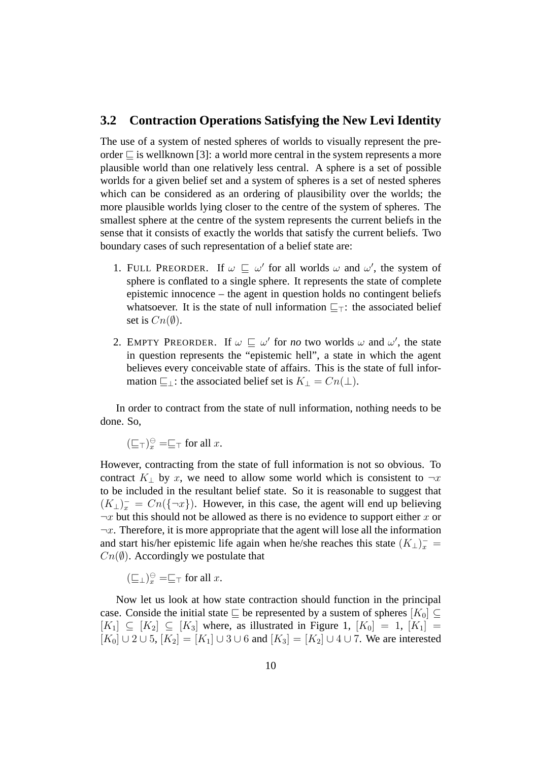### 3.2 Contraction Operations Satisfying the New Levi Identity

The use of a system of nested spheres of worlds to visually represent the preorder $\sqsubseteq$ is wellknown [3]: a world more central in the system represents a more plausible world than one relatively less central. A sphere is a set of possible worlds for a given belief set and a system of spheres is a set of nested spheres which can be considered as an ordering of plausibility over the worlds; the more plausible worlds lying closer to the centre of the system of spheres. The smallest sphere at the centre of the system represents the current beliefs in the sense that it consists of exactly the worlds that satisfy the current beliefs. Two boundary cases of such representation of a belief state are:

1. FULL PREORDER. If $\omega \sqsubseteq \omega'$ for all worlds $\omega$ and $\omega'$, the system of sphere is conflated to a single sphere. It represents the state of complete epistemic innocence – the agent in question holds no contingent beliefs whatsoever. It is the state of null information $\sqsubseteq_\top$: the associated belief set is $Cn(\emptyset)$.

2. EMPTY PREORDER. If $\omega \sqsubseteq \omega'$ for *no* two worlds $\omega$ and $\omega'$, the state in question represents the "epistemic hell", a state in which the agent believes every conceivable state of affairs. This is the state of full information $\sqsubseteq_\bot$: the associated belief set is $K_\bot = Cn(\bot)$.

In order to contract from the state of null information, nothing needs to be done. So,

$(\sqsubseteq_\top)^\ominus_x = \sqsubseteq_\top$ for all $x$.

However, contracting from the state of full information is not so obvious. To contract $K_\bot$ by $x$, we need to allow some world which is consistent to $\neg x$ to be included in the resultant belief state. So it is reasonable to suggest that $(K_\bot)^-_x = Cn(\{\neg x\})$. However, in this case, the agent will end up believing $\neg x$ but this should not be allowed as there is no evidence to support either $x$ or $\neg x$. Therefore, it is more appropriate that the agent will lose all the information and start his/her epistemic life again when he/she reaches this state $(K_\bot)^-_x = Cn(\emptyset)$. Accordingly we postulate that

$(\sqsubseteq_\bot)^\ominus_x = \sqsubseteq_\top$ for all $x$.

Now let us look at how state contraction should function in the principal case. Conside the initial state $\sqsubseteq$ be represented by a sustem of spheres $[K_0] \subseteq [K_1] \subseteq [K_2] \subseteq [K_3]$ where, as illustrated in Figure 1, $[K_0] = 1$, $[K_1] = [K_0] \cup 2 \cup 5$, $[K_2] = [K_1] \cup 3 \cup 6$ and $[K_3] = [K_2] \cup 4 \cup 7$. We are interested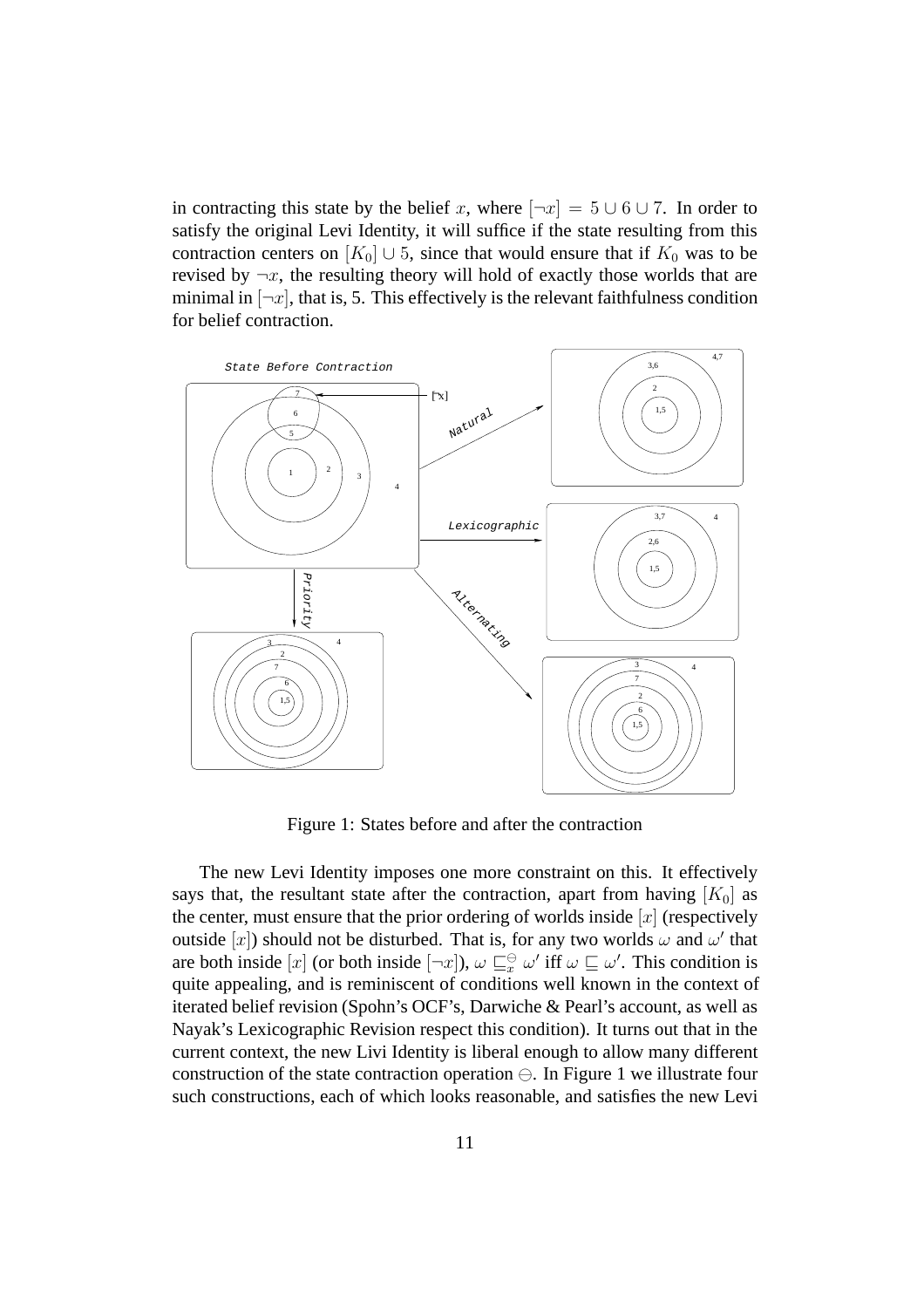in contracting this state by the belief $x$, where $[\neg x] = 5 \cup 6 \cup 7$. In order to satisfy the original Levi Identity, it will suffice if the state resulting from this contraction centers on $[K_0] \cup 5$, since that would ensure that if $K_0$ was to be revised by $\neg x$, the resulting theory will hold of exactly those worlds that are minimal in $[\neg x]$, that is, 5. This effectively is the relevant faithfulness condition for belief contraction.

Figure 1: States before and after the contraction

The new Levi Identity imposes one more constraint on this. It effectively says that, the resultant state after the contraction, apart from having $[K_0]$ as the center, must ensure that the prior ordering of worlds inside $[x]$ (respectively outside $[x]$) should not be disturbed. That is, for any two worlds $\omega$ and $\omega'$ that are both inside $[x]$ (or both inside $[\neg x]$), $\omega \sqsubseteq^{\ominus}_{x} \omega'$ iff $\omega \sqsubseteq \omega'$. This condition is quite appealing, and is reminiscent of conditions well known in the context of iterated belief revision (Spohn's OCF's, Darwiche & Pearl's account, as well as Nayak's Lexicographic Revision respect this condition). It turns out that in the current context, the new Livi Identity is liberal enough to allow many different construction of the state contraction operation $\ominus$. In Figure 1 we illustrate four such constructions, each of which looks reasonable, and satisfies the new Levi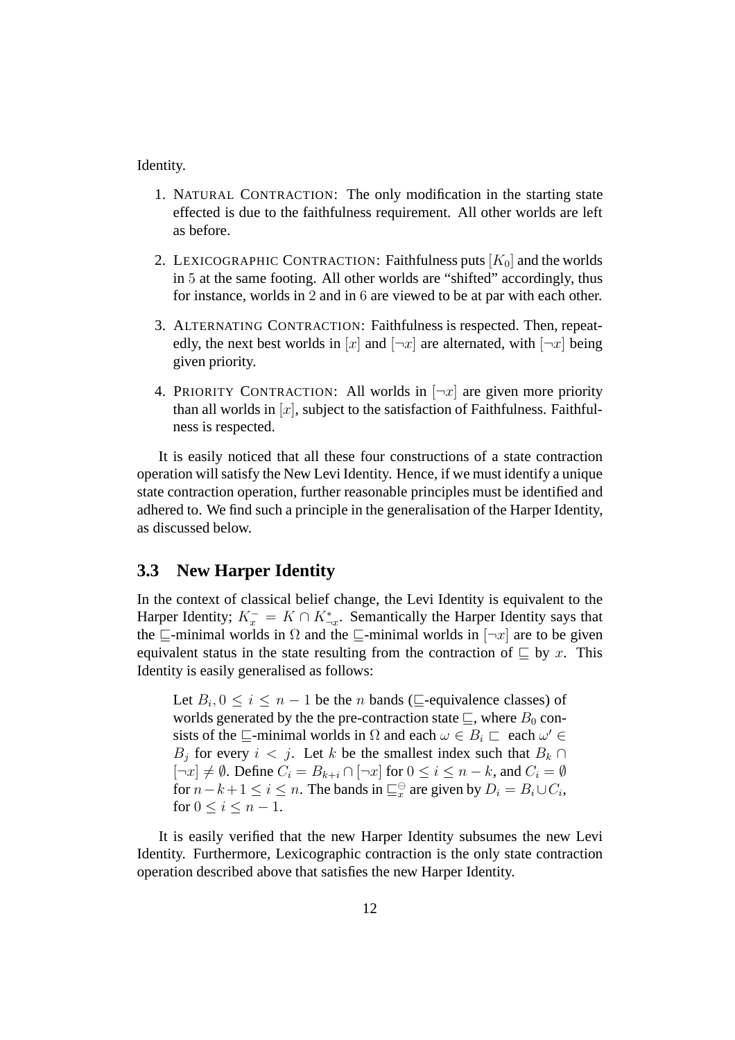Identity.

1. Natural Contraction: The only modification in the starting state effected is due to the faithfulness requirement. All other worlds are left as before.

2. Lexicographic Contraction: Faithfulness puts $[K_0]$ and the worlds in 5 at the same footing. All other worlds are "shifted" accordingly, thus for instance, worlds in 2 and in 6 are viewed to be at par with each other.

3. Alternating Contraction: Faithfulness is respected. Then, repeatedly, the next best worlds in $[x]$ and $[\neg x]$ are alternated, with $[\neg x]$ being given priority.

4. Priority Contraction: All worlds in $[\neg x]$ are given more priority than all worlds in $[x]$, subject to the satisfaction of Faithfulness. Faithfulness is respected.

It is easily noticed that all these four constructions of a state contraction operation will satisfy the New Levi Identity. Hence, if we must identify a unique state contraction operation, further reasonable principles must be identified and adhered to. We find such a principle in the generalisation of the Harper Identity, as discussed below.

### 3.3 New Harper Identity

In the context of classical belief change, the Levi Identity is equivalent to the Harper Identity; $K_x^- = K \cap K_{\neg x}^*$. Semantically the Harper Identity says that the $\sqsubseteq$-minimal worlds in $\Omega$ and the $\sqsubseteq$-minimal worlds in $[\neg x]$ are to be given equivalent status in the state resulting from the contraction of $\sqsubseteq$ by $x$. This Identity is easily generalised as follows:

> Let $B_i, 0 \leq i \leq n-1$ be the $n$ bands ($\sqsubseteq$-equivalence classes) of worlds generated by the the pre-contraction state $\sqsubseteq$, where $B_0$ consists of the $\sqsubseteq$-minimal worlds in $\Omega$ and each $\omega \in B_i \sqsubset$ each $\omega' \in B_j$ for every $i < j$. Let $k$ be the smallest index such that $B_k \cap [\neg x] \neq \emptyset$. Define $C_i = B_{k+i} \cap [\neg x]$ for $0 \leq i \leq n-k$, and $C_i = \emptyset$ for $n-k+1 \leq i \leq n$. The bands in $\sqsubseteq_x^{\ominus}$ are given by $D_i = B_i \cup C_i$, for $0 \leq i \leq n-1$.

It is easily verified that the new Harper Identity subsumes the new Levi Identity. Furthermore, Lexicographic contraction is the only state contraction operation described above that satisfies the new Harper Identity.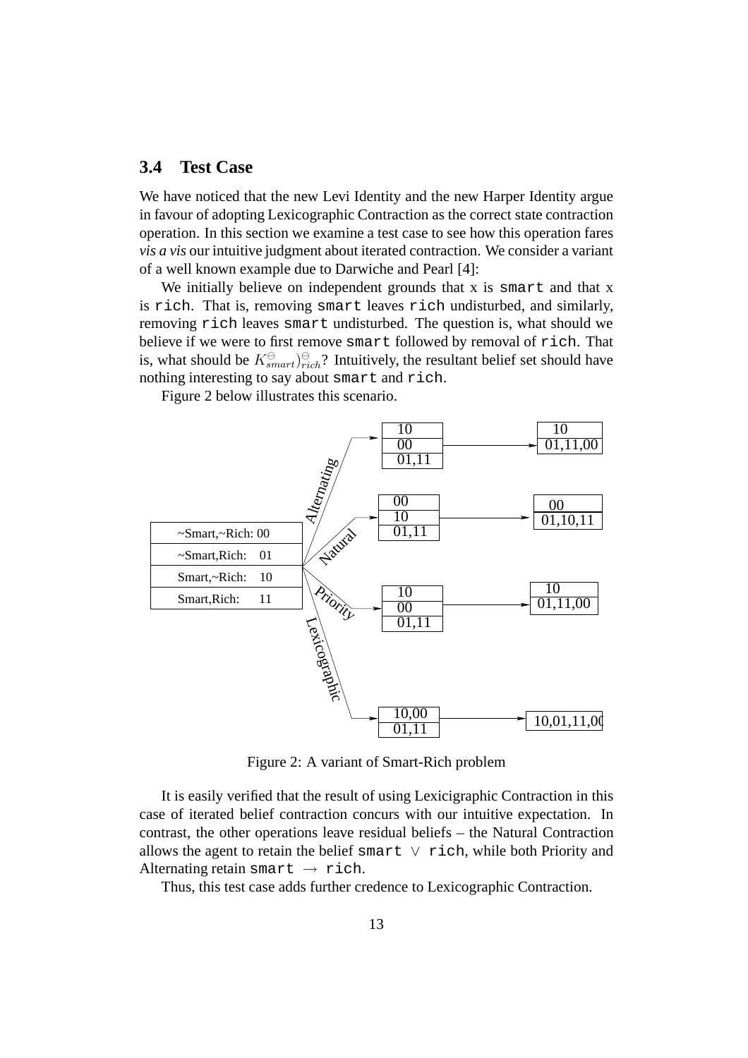### 3.4 Test Case

We have noticed that the new Levi Identity and the new Harper Identity argue in favour of adopting Lexicographic Contraction as the correct state contraction operation. In this section we examine a test case to see how this operation fares *vis a vis* our intuitive judgment about iterated contraction. We consider a variant of a well known example due to Darwiche and Pearl [4]:

We initially believe on independent grounds that x is `smart` and that x is `rich`. That is, removing `smart` leaves `rich` undisturbed, and similarly, removing `rich` leaves `smart` undisturbed. The question is, what should we believe if we were to first remove `smart` followed by removal of `rich`. That is, what should be $K^{\ominus}_{smart})^{\ominus}_{rich}$? Intuitively, the resultant belief set should have nothing interesting to say about `smart` and `rich`.

Figure 2 below illustrates this scenario.

Figure 2: A variant of Smart-Rich problem

It is easily verified that the result of using Lexicigraphic Contraction in this case of iterated belief contraction concurs with our intuitive expectation. In contrast, the other operations leave residual beliefs – the Natural Contraction allows the agent to retain the belief `smart` $\vee$ `rich`, while both Priority and Alternating retain `smart` $\rightarrow$ `rich`.

Thus, this test case adds further credence to Lexicographic Contraction.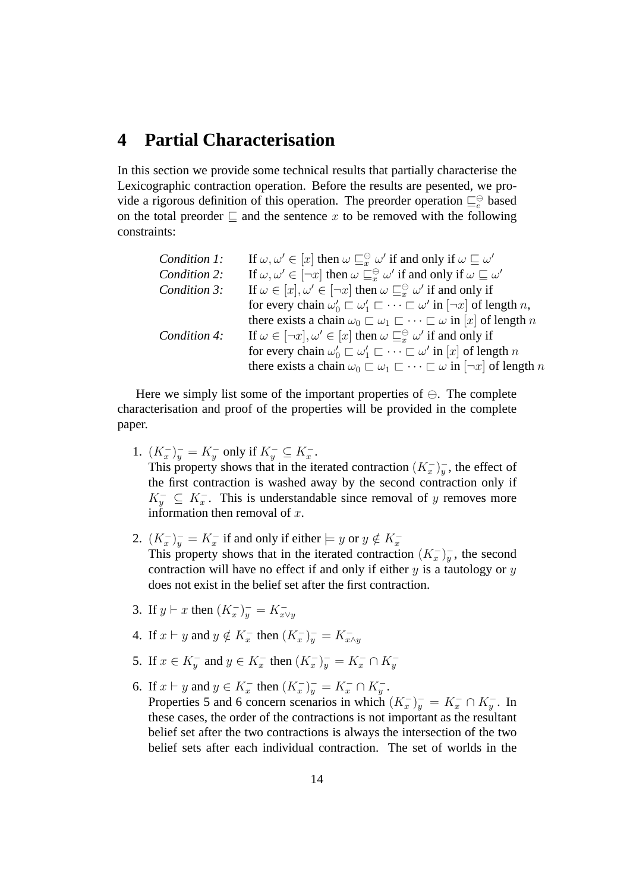# 4 Partial Characterisation

In this section we provide some technical results that partially characterise the Lexicographic contraction operation. Before the results are pesented, we provide a rigorous definition of this operation. The preorder operation $\sqsubseteq_e^{\ominus}$ based on the total preorder $\sqsubseteq$ and the sentence $x$ to be removed with the following constraints:

*Condition 1:* If $\omega, \omega' \in [x]$ then $\omega \sqsubseteq_x^{\ominus} \omega'$ if and only if $\omega \sqsubseteq \omega'$

*Condition 2:* If $\omega, \omega' \in [\neg x]$ then $\omega \sqsubseteq_x^{\ominus} \omega'$ if and only if $\omega \sqsubseteq \omega'$

*Condition 3:* If $\omega \in [x], \omega' \in [\neg x]$ then $\omega \sqsubseteq_x^{\ominus} \omega'$ if and only if for every chain $\omega_0' \sqsubset \omega_1' \sqsubset \cdots \sqsubset \omega'$ in $[\neg x]$ of length $n$, there exists a chain $\omega_0 \sqsubset \omega_1 \sqsubset \cdots \sqsubset \omega$ in $[x]$ of length $n$

*Condition 4:* If $\omega \in [\neg x], \omega' \in [x]$ then $\omega \sqsubseteq_x^{\ominus} \omega'$ if and only if for every chain $\omega_0' \sqsubset \omega_1' \sqsubset \cdots \sqsubset \omega'$ in $[x]$ of length $n$ there exists a chain $\omega_0 \sqsubset \omega_1 \sqsubset \cdots \sqsubset \omega$ in $[\neg x]$ of length $n$

Here we simply list some of the important properties of $\ominus$. The complete characterisation and proof of the properties will be provided in the complete paper.

1. $(K_x^-)_y^- = K_y^-$ only if $K_y^- \subseteq K_x^-$.
   This property shows that in the iterated contraction $(K_x^-)_y^-$, the effect of the first contraction is washed away by the second contraction only if $K_y^- \subseteq K_x^-$. This is understandable since removal of $y$ removes more information then removal of $x$.

2. $(K_x^-)_y^- = K_x^-$ if and only if either $\models y$ or $y \notin K_x^-$
   This property shows that in the iterated contraction $(K_x^-)_y^-$, the second contraction will have no effect if and only if either $y$ is a tautology or $y$ does not exist in the belief set after the first contraction.

3. If $y \vdash x$ then $(K_x^-)_y^- = K_{x \vee y}^-$

4. If $x \vdash y$ and $y \notin K_x^-$ then $(K_x^-)_y^- = K_{x \wedge y}^-$

5. If $x \in K_y^-$ and $y \in K_x^-$ then $(K_x^-)_y^- = K_x^- \cap K_y^-$

6. If $x \vdash y$ and $y \in K_x^-$ then $(K_x^-)_y^- = K_x^- \cap K_y^-$.
   Properties 5 and 6 concern scenarios in which $(K_x^-)_y^- = K_x^- \cap K_y^-$. In these cases, the order of the contractions is not important as the resultant belief set after the two contractions is always the intersection of the two belief sets after each individual contraction. The set of worlds in the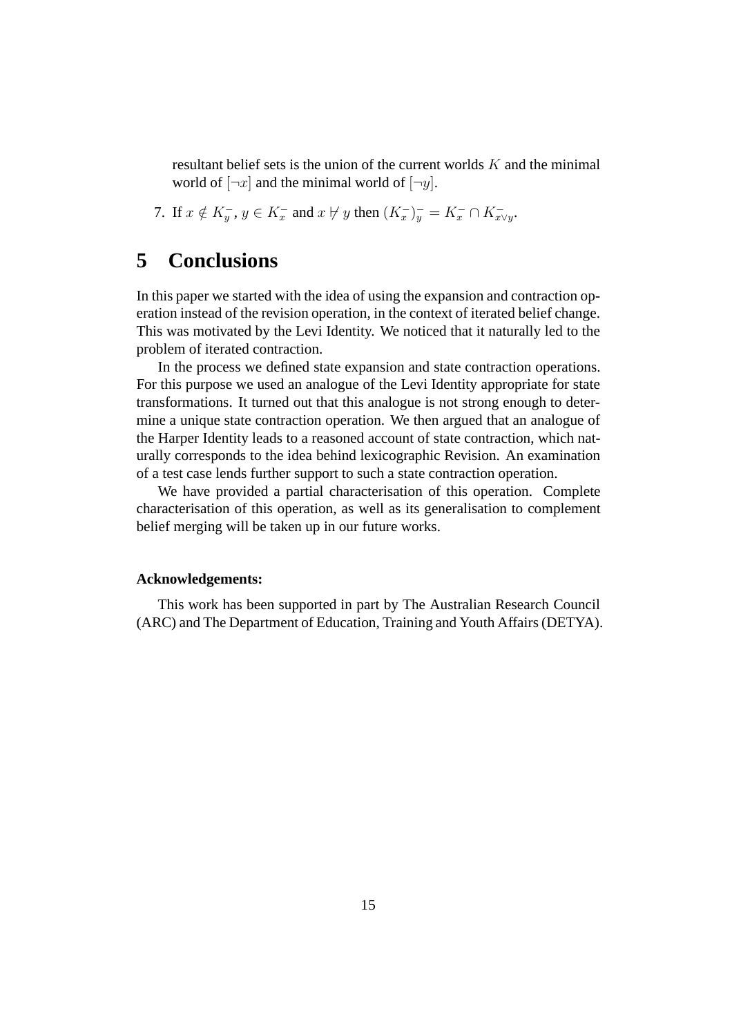resultant belief sets is the union of the current worlds $K$ and the minimal world of $[\neg x]$ and the minimal world of $[\neg y]$.

7. If $x \notin K^-_y$, $y \in K^-_x$ and $x \not\vdash y$ then $(K^-_x)^-_y = K^-_x \cap K^-_{x \vee y}$.

# 5 Conclusions

In this paper we started with the idea of using the expansion and contraction operation instead of the revision operation, in the context of iterated belief change. This was motivated by the Levi Identity. We noticed that it naturally led to the problem of iterated contraction.

In the process we defined state expansion and state contraction operations. For this purpose we used an analogue of the Levi Identity appropriate for state transformations. It turned out that this analogue is not strong enough to determine a unique state contraction operation. We then argued that an analogue of the Harper Identity leads to a reasoned account of state contraction, which naturally corresponds to the idea behind lexicographic Revision. An examination of a test case lends further support to such a state contraction operation.

We have provided a partial characterisation of this operation. Complete characterisation of this operation, as well as its generalisation to complement belief merging will be taken up in our future works.

**Acknowledgements:**

This work has been supported in part by The Australian Research Council (ARC) and The Department of Education, Training and Youth Affairs (DETYA).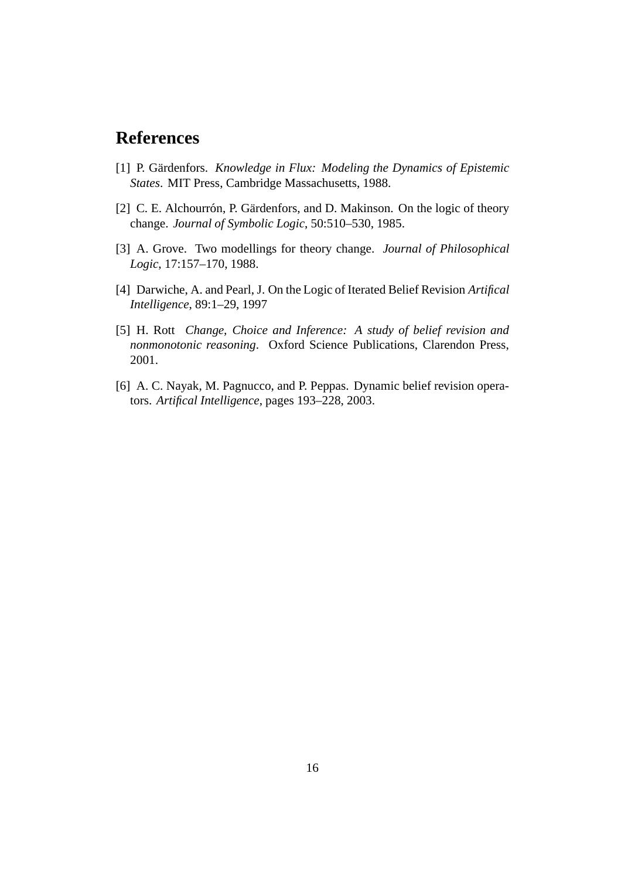## References

[1] P. Gärdenfors. *Knowledge in Flux: Modeling the Dynamics of Epistemic States*. MIT Press, Cambridge Massachusetts, 1988.

[2] C. E. Alchourrón, P. Gärdenfors, and D. Makinson. On the logic of theory change. *Journal of Symbolic Logic*, 50:510–530, 1985.

[3] A. Grove. Two modellings for theory change. *Journal of Philosophical Logic*, 17:157–170, 1988.

[4] Darwiche, A. and Pearl, J. On the Logic of Iterated Belief Revision *Artifical Intelligence*, 89:1–29, 1997

[5] H. Rott *Change, Choice and Inference: A study of belief revision and nonmonotonic reasoning*. Oxford Science Publications, Clarendon Press, 2001.

[6] A. C. Nayak, M. Pagnucco, and P. Peppas. Dynamic belief revision operators. *Artifical Intelligence*, pages 193–228, 2003.